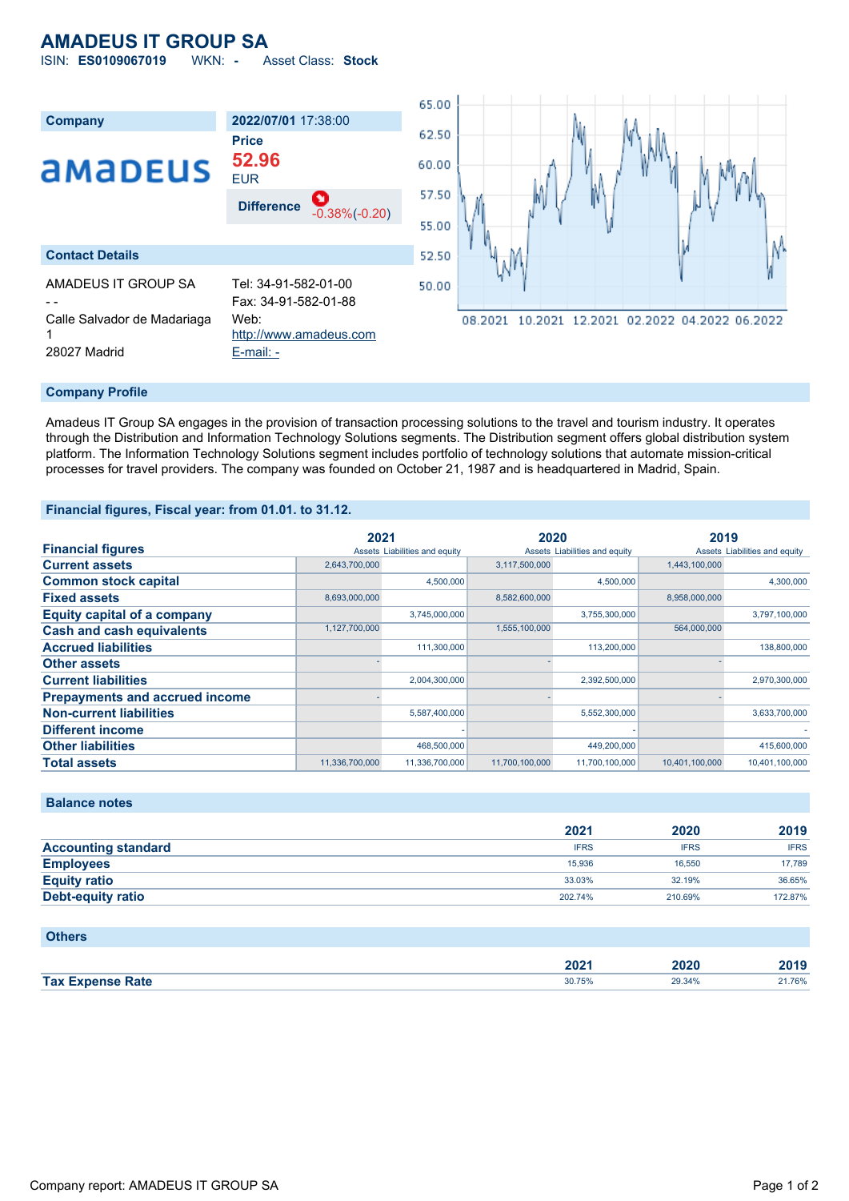# AMADEUS IT GROUP SA

ISIN: **ES0109067019** WKN: **-** Asset Class: **Stock**

| Company | 2022/07/01 17:38:00 |
|---|---|
| amadeus | Price **52.96** EUR |
| | Difference -0.38%(-0.20) |

## Contact Details

| | |
|---|---|
| AMADEUS IT GROUP SA | Tel: 34-91-582-01-00 |
| - - | Fax: 34-91-582-01-88 |
| Calle Salvador de Madariaga 1 | Web: http://www.amadeus.com |
| 28027 Madrid | E-mail: - |

## Company Profile

Amadeus IT Group SA engages in the provision of transaction processing solutions to the travel and tourism industry. It operates through the Distribution and Information Technology Solutions segments. The Distribution segment offers global distribution system platform. The Information Technology Solutions segment includes portfolio of technology solutions that automate mission-critical processes for travel providers. The company was founded on October 21, 1987 and is headquartered in Madrid, Spain.

## Financial figures, Fiscal year: from 01.01. to 31.12.

| Financial figures | 2021 | | 2020 | | 2019 | |
|---|---|---|---|---|---|---|
| | Assets | Liabilities and equity | Assets | Liabilities and equity | Assets | Liabilities and equity |
| Current assets | 2,643,700,000 | | 3,117,500,000 | | 1,443,100,000 | |
| Common stock capital | | 4,500,000 | | 4,500,000 | | 4,300,000 |
| Fixed assets | 8,693,000,000 | | 8,582,600,000 | | 8,958,000,000 | |
| Equity capital of a company | | 3,745,000,000 | | 3,755,300,000 | | 3,797,100,000 |
| Cash and cash equivalents | 1,127,700,000 | | 1,555,100,000 | | 564,000,000 | |
| Accrued liabilities | | 111,300,000 | | 113,200,000 | | 138,800,000 |
| Other assets | - | | - | | - | |
| Current liabilities | | 2,004,300,000 | | 2,392,500,000 | | 2,970,300,000 |
| Prepayments and accrued income | - | | - | | - | |
| Non-current liabilities | | 5,587,400,000 | | 5,552,300,000 | | 3,633,700,000 |
| Different income | | - | | - | | - |
| Other liabilities | | 468,500,000 | | 449,200,000 | | 415,600,000 |
| Total assets | 11,336,700,000 | 11,336,700,000 | 11,700,100,000 | 11,700,100,000 | 10,401,100,000 | 10,401,100,000 |

## Balance notes

| | 2021 | 2020 | 2019 |
|---|---|---|---|
| Accounting standard | IFRS | IFRS | IFRS |
| Employees | 15,936 | 16,550 | 17,789 |
| Equity ratio | 33.03% | 32.19% | 36.65% |
| Debt-equity ratio | 202.74% | 210.69% | 172.87% |

## Others

| | 2021 | 2020 | 2019 |
|---|---|---|---|
| Tax Expense Rate | 30.75% | 29.34% | 21.76% |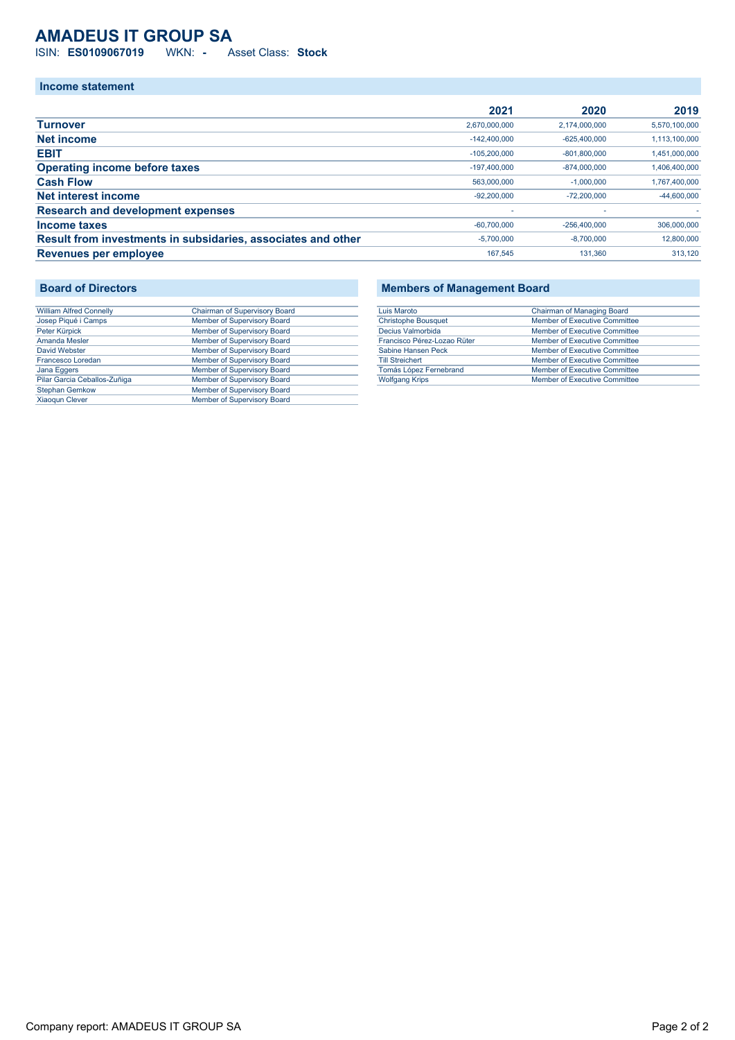# AMADEUS IT GROUP SA

ISIN: **ES0109067019** WKN: **-** Asset Class: **Stock**

## Income statement

| | 2021 | 2020 | 2019 |
|---|---|---|---|
| **Turnover** | 2,670,000,000 | 2,174,000,000 | 5,570,100,000 |
| **Net income** | -142,400,000 | -625,400,000 | 1,113,100,000 |
| **EBIT** | -105,200,000 | -801,800,000 | 1,451,000,000 |
| **Operating income before taxes** | -197,400,000 | -874,000,000 | 1,406,400,000 |
| **Cash Flow** | 563,000,000 | -1,000,000 | 1,767,400,000 |
| **Net interest income** | -92,200,000 | -72,200,000 | -44,600,000 |
| **Research and development expenses** | - | - | - |
| **Income taxes** | -60,700,000 | -256,400,000 | 306,000,000 |
| **Result from investments in subsidaries, associates and other** | -5,700,000 | -8,700,000 | 12,800,000 |
| **Revenues per employee** | 167,545 | 131,360 | 313,120 |

## Board of Directors

| | |
|---|---|
| William Alfred Connelly | Chairman of Supervisory Board |
| Josep Piqué i Camps | Member of Supervisory Board |
| Peter Kürpick | Member of Supervisory Board |
| Amanda Mesler | Member of Supervisory Board |
| David Webster | Member of Supervisory Board |
| Francesco Loredan | Member of Supervisory Board |
| Jana Eggers | Member of Supervisory Board |
| Pilar Garcia Ceballos-Zuñiga | Member of Supervisory Board |
| Stephan Gemkow | Member of Supervisory Board |
| Xiaoqun Clever | Member of Supervisory Board |

## Members of Management Board

| | |
|---|---|
| Luis Maroto | Chairman of Managing Board |
| Christophe Bousquet | Member of Executive Committee |
| Decius Valmorbida | Member of Executive Committee |
| Francisco Pérez-Lozao Rüter | Member of Executive Committee |
| Sabine Hansen Peck | Member of Executive Committee |
| Till Streichert | Member of Executive Committee |
| Tomás López Fernebrand | Member of Executive Committee |
| Wolfgang Krips | Member of Executive Committee |